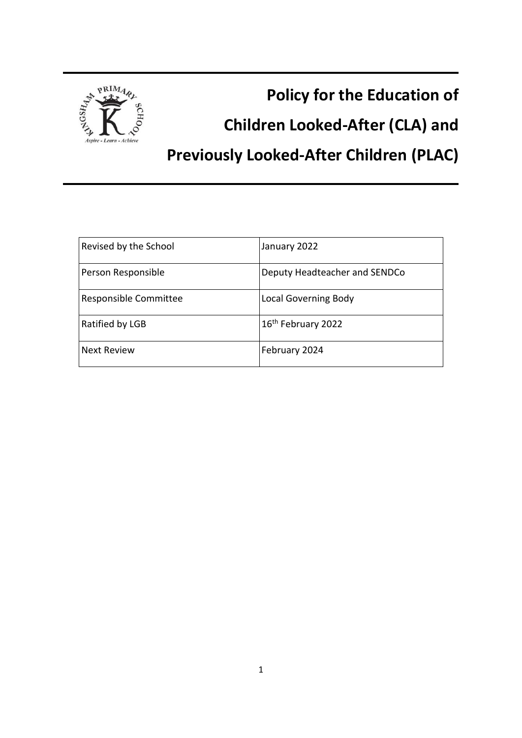# Policy for the Education of Children Looked-After (CLA) and Previously Looked-After Children (PLAC)

| | |
|---|---|
| Revised by the School | January 2022 |
| Person Responsible | Deputy Headteacher and SENDCo |
| Responsible Committee | Local Governing Body |
| Ratified by LGB | 16th February 2022 |
| Next Review | February 2024 |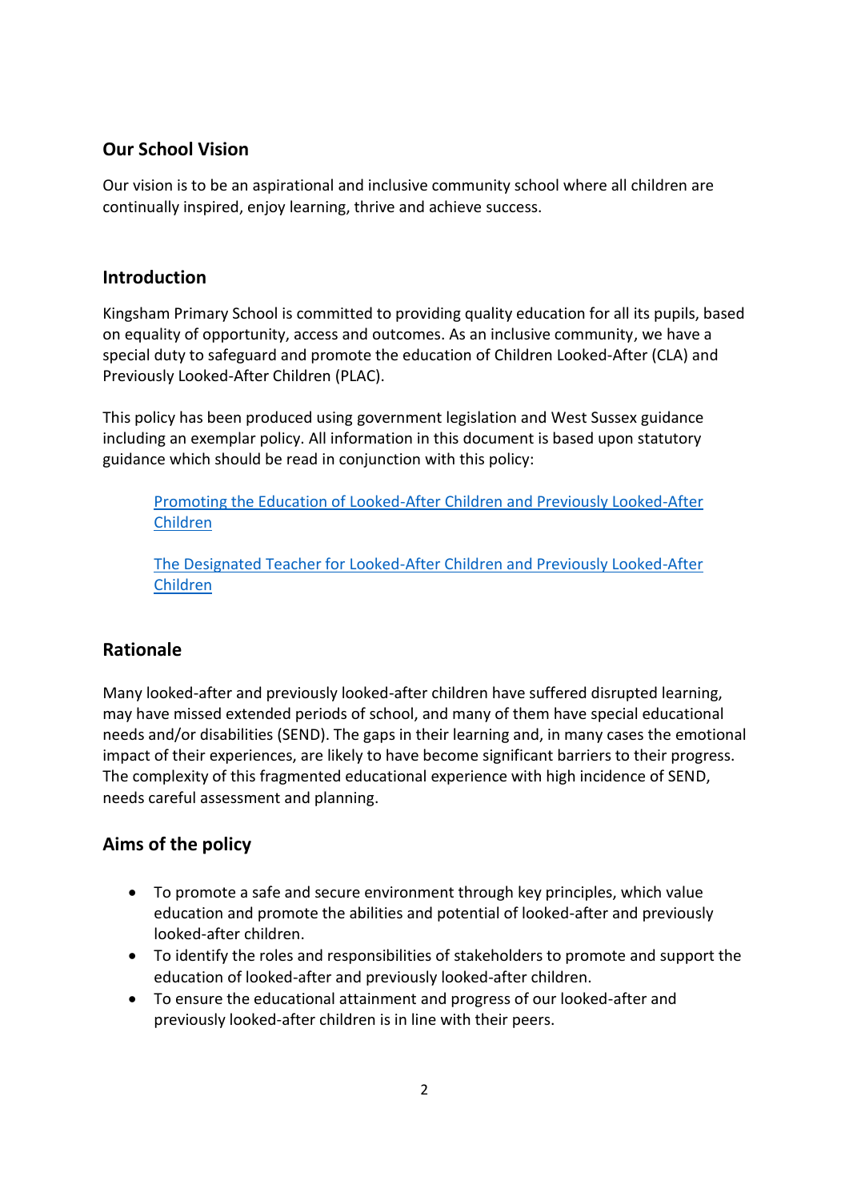## Our School Vision

Our vision is to be an aspirational and inclusive community school where all children are continually inspired, enjoy learning, thrive and achieve success.

## Introduction

Kingsham Primary School is committed to providing quality education for all its pupils, based on equality of opportunity, access and outcomes. As an inclusive community, we have a special duty to safeguard and promote the education of Children Looked-After (CLA) and Previously Looked-After Children (PLAC).

This policy has been produced using government legislation and West Sussex guidance including an exemplar policy. All information in this document is based upon statutory guidance which should be read in conjunction with this policy:

> Promoting the Education of Looked-After Children and Previously Looked-After Children
>
> The Designated Teacher for Looked-After Children and Previously Looked-After Children

## Rationale

Many looked-after and previously looked-after children have suffered disrupted learning, may have missed extended periods of school, and many of them have special educational needs and/or disabilities (SEND). The gaps in their learning and, in many cases the emotional impact of their experiences, are likely to have become significant barriers to their progress. The complexity of this fragmented educational experience with high incidence of SEND, needs careful assessment and planning.

## Aims of the policy

- To promote a safe and secure environment through key principles, which value education and promote the abilities and potential of looked-after and previously looked-after children.
- To identify the roles and responsibilities of stakeholders to promote and support the education of looked-after and previously looked-after children.
- To ensure the educational attainment and progress of our looked-after and previously looked-after children is in line with their peers.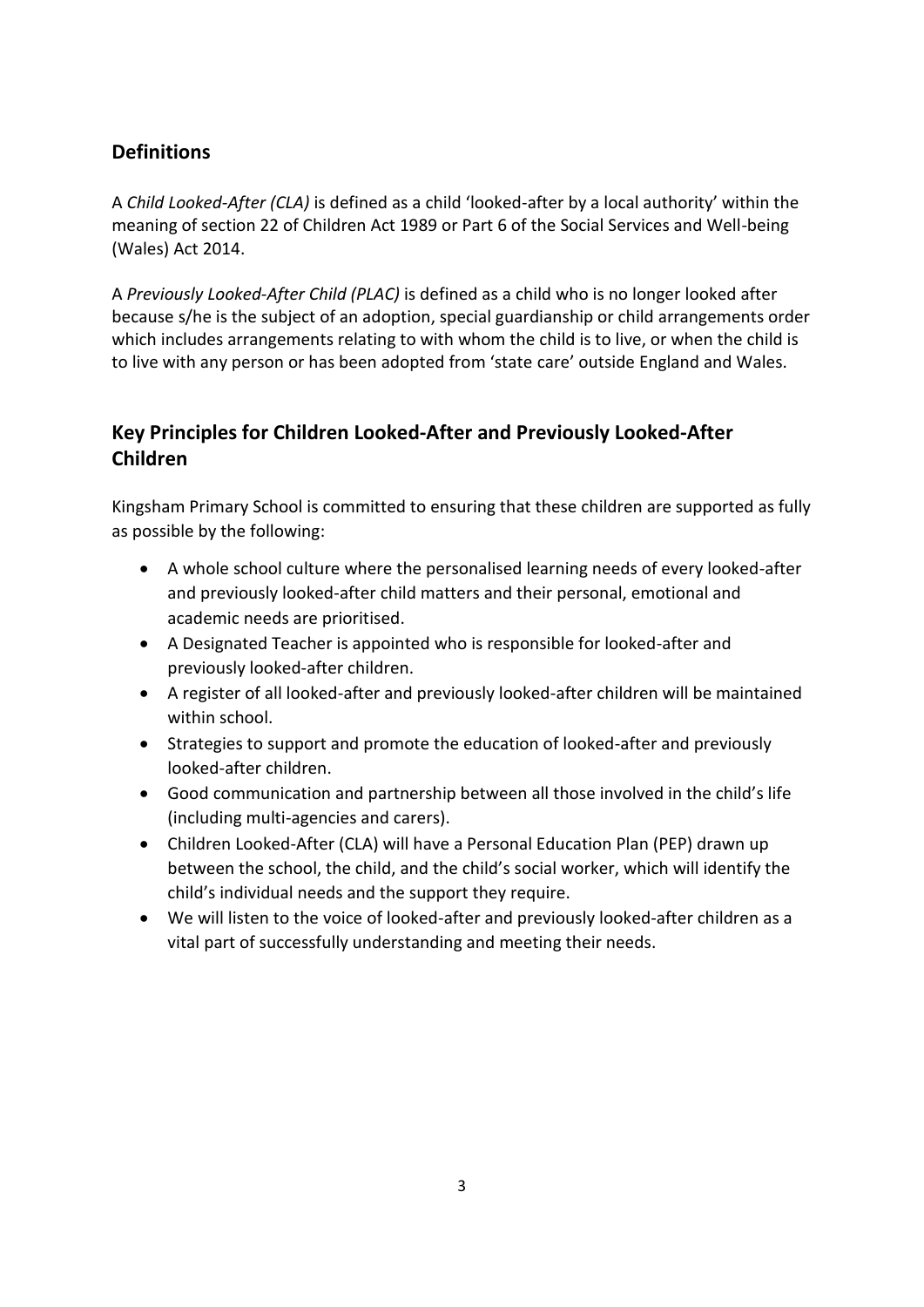## Definitions

A *Child Looked-After (CLA)* is defined as a child 'looked-after by a local authority' within the meaning of section 22 of Children Act 1989 or Part 6 of the Social Services and Well-being (Wales) Act 2014.

A *Previously Looked-After Child (PLAC)* is defined as a child who is no longer looked after because s/he is the subject of an adoption, special guardianship or child arrangements order which includes arrangements relating to with whom the child is to live, or when the child is to live with any person or has been adopted from 'state care' outside England and Wales.

## Key Principles for Children Looked-After and Previously Looked-After Children

Kingsham Primary School is committed to ensuring that these children are supported as fully as possible by the following:

- A whole school culture where the personalised learning needs of every looked-after and previously looked-after child matters and their personal, emotional and academic needs are prioritised.
- A Designated Teacher is appointed who is responsible for looked-after and previously looked-after children.
- A register of all looked-after and previously looked-after children will be maintained within school.
- Strategies to support and promote the education of looked-after and previously looked-after children.
- Good communication and partnership between all those involved in the child's life (including multi-agencies and carers).
- Children Looked-After (CLA) will have a Personal Education Plan (PEP) drawn up between the school, the child, and the child's social worker, which will identify the child's individual needs and the support they require.
- We will listen to the voice of looked-after and previously looked-after children as a vital part of successfully understanding and meeting their needs.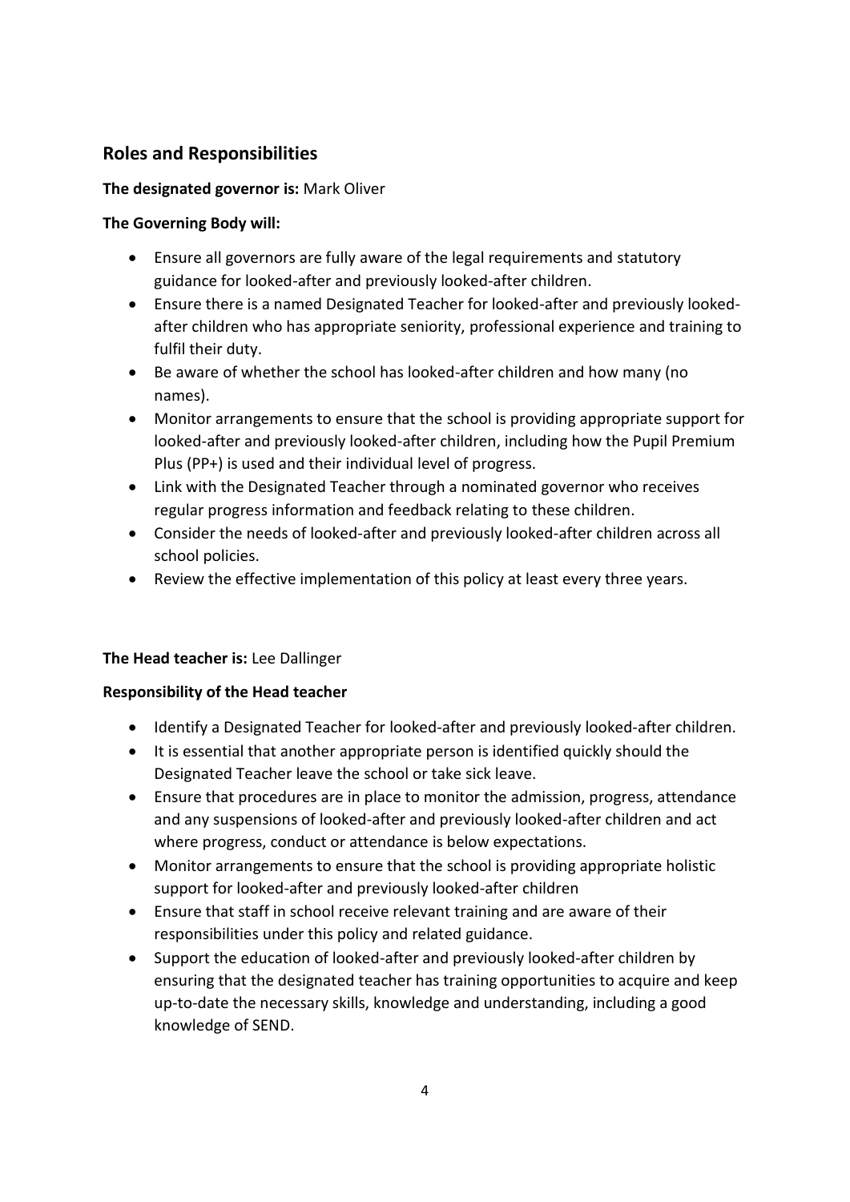## Roles and Responsibilities

**The designated governor is:** Mark Oliver

**The Governing Body will:**

- Ensure all governors are fully aware of the legal requirements and statutory guidance for looked-after and previously looked-after children.
- Ensure there is a named Designated Teacher for looked-after and previously looked-after children who has appropriate seniority, professional experience and training to fulfil their duty.
- Be aware of whether the school has looked-after children and how many (no names).
- Monitor arrangements to ensure that the school is providing appropriate support for looked-after and previously looked-after children, including how the Pupil Premium Plus (PP+) is used and their individual level of progress.
- Link with the Designated Teacher through a nominated governor who receives regular progress information and feedback relating to these children.
- Consider the needs of looked-after and previously looked-after children across all school policies.
- Review the effective implementation of this policy at least every three years.

**The Head teacher is:** Lee Dallinger

**Responsibility of the Head teacher**

- Identify a Designated Teacher for looked-after and previously looked-after children.
- It is essential that another appropriate person is identified quickly should the Designated Teacher leave the school or take sick leave.
- Ensure that procedures are in place to monitor the admission, progress, attendance and any suspensions of looked-after and previously looked-after children and act where progress, conduct or attendance is below expectations.
- Monitor arrangements to ensure that the school is providing appropriate holistic support for looked-after and previously looked-after children
- Ensure that staff in school receive relevant training and are aware of their responsibilities under this policy and related guidance.
- Support the education of looked-after and previously looked-after children by ensuring that the designated teacher has training opportunities to acquire and keep up-to-date the necessary skills, knowledge and understanding, including a good knowledge of SEND.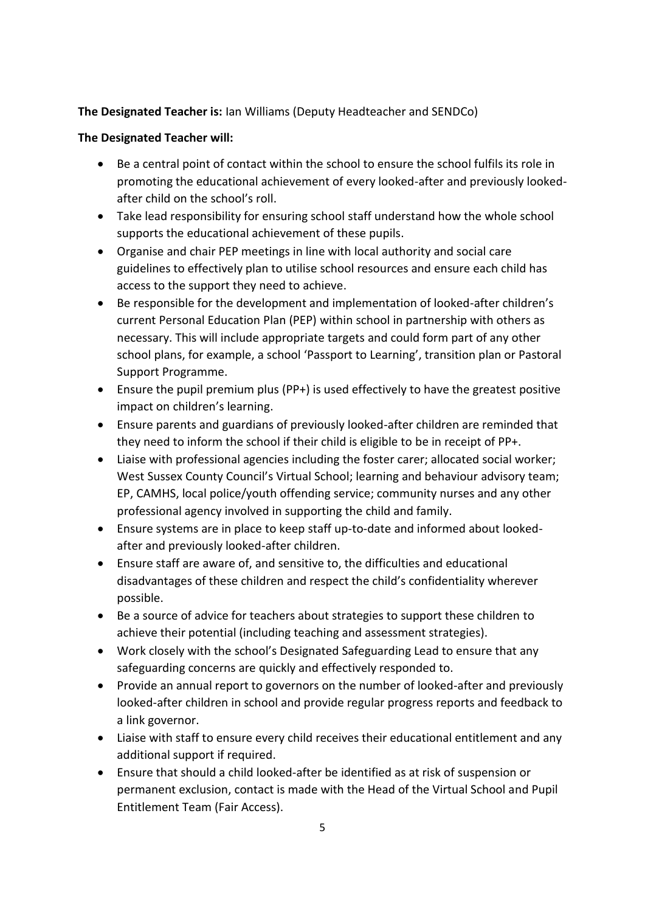**The Designated Teacher is:** Ian Williams (Deputy Headteacher and SENDCo)

**The Designated Teacher will:**

- Be a central point of contact within the school to ensure the school fulfils its role in promoting the educational achievement of every looked-after and previously looked-after child on the school's roll.
- Take lead responsibility for ensuring school staff understand how the whole school supports the educational achievement of these pupils.
- Organise and chair PEP meetings in line with local authority and social care guidelines to effectively plan to utilise school resources and ensure each child has access to the support they need to achieve.
- Be responsible for the development and implementation of looked-after children's current Personal Education Plan (PEP) within school in partnership with others as necessary. This will include appropriate targets and could form part of any other school plans, for example, a school 'Passport to Learning', transition plan or Pastoral Support Programme.
- Ensure the pupil premium plus (PP+) is used effectively to have the greatest positive impact on children's learning.
- Ensure parents and guardians of previously looked-after children are reminded that they need to inform the school if their child is eligible to be in receipt of PP+.
- Liaise with professional agencies including the foster carer; allocated social worker; West Sussex County Council's Virtual School; learning and behaviour advisory team; EP, CAMHS, local police/youth offending service; community nurses and any other professional agency involved in supporting the child and family.
- Ensure systems are in place to keep staff up-to-date and informed about looked-after and previously looked-after children.
- Ensure staff are aware of, and sensitive to, the difficulties and educational disadvantages of these children and respect the child's confidentiality wherever possible.
- Be a source of advice for teachers about strategies to support these children to achieve their potential (including teaching and assessment strategies).
- Work closely with the school's Designated Safeguarding Lead to ensure that any safeguarding concerns are quickly and effectively responded to.
- Provide an annual report to governors on the number of looked-after and previously looked-after children in school and provide regular progress reports and feedback to a link governor.
- Liaise with staff to ensure every child receives their educational entitlement and any additional support if required.
- Ensure that should a child looked-after be identified as at risk of suspension or permanent exclusion, contact is made with the Head of the Virtual School and Pupil Entitlement Team (Fair Access).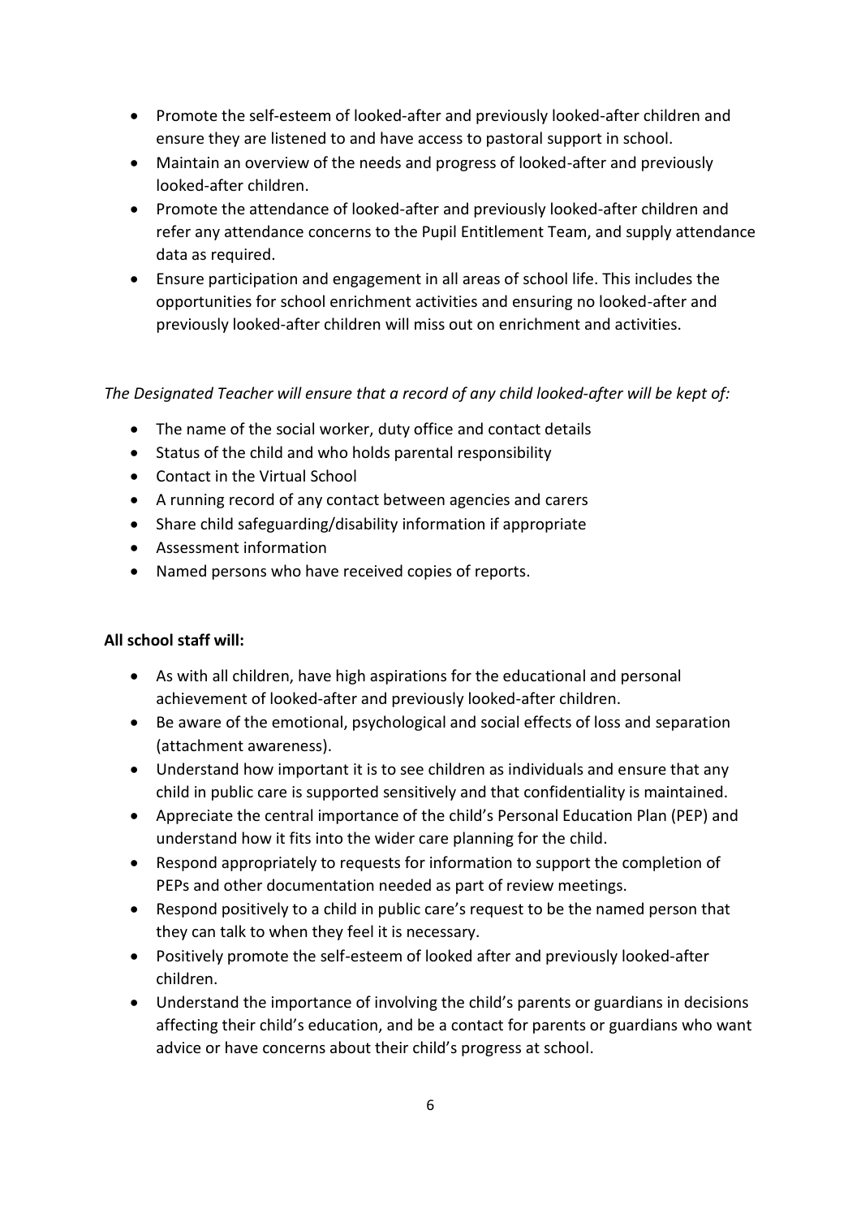- Promote the self-esteem of looked-after and previously looked-after children and ensure they are listened to and have access to pastoral support in school.
- Maintain an overview of the needs and progress of looked-after and previously looked-after children.
- Promote the attendance of looked-after and previously looked-after children and refer any attendance concerns to the Pupil Entitlement Team, and supply attendance data as required.
- Ensure participation and engagement in all areas of school life. This includes the opportunities for school enrichment activities and ensuring no looked-after and previously looked-after children will miss out on enrichment and activities.

*The Designated Teacher will ensure that a record of any child looked-after will be kept of:*

- The name of the social worker, duty office and contact details
- Status of the child and who holds parental responsibility
- Contact in the Virtual School
- A running record of any contact between agencies and carers
- Share child safeguarding/disability information if appropriate
- Assessment information
- Named persons who have received copies of reports.

**All school staff will:**

- As with all children, have high aspirations for the educational and personal achievement of looked-after and previously looked-after children.
- Be aware of the emotional, psychological and social effects of loss and separation (attachment awareness).
- Understand how important it is to see children as individuals and ensure that any child in public care is supported sensitively and that confidentiality is maintained.
- Appreciate the central importance of the child's Personal Education Plan (PEP) and understand how it fits into the wider care planning for the child.
- Respond appropriately to requests for information to support the completion of PEPs and other documentation needed as part of review meetings.
- Respond positively to a child in public care's request to be the named person that they can talk to when they feel it is necessary.
- Positively promote the self-esteem of looked after and previously looked-after children.
- Understand the importance of involving the child's parents or guardians in decisions affecting their child's education, and be a contact for parents or guardians who want advice or have concerns about their child's progress at school.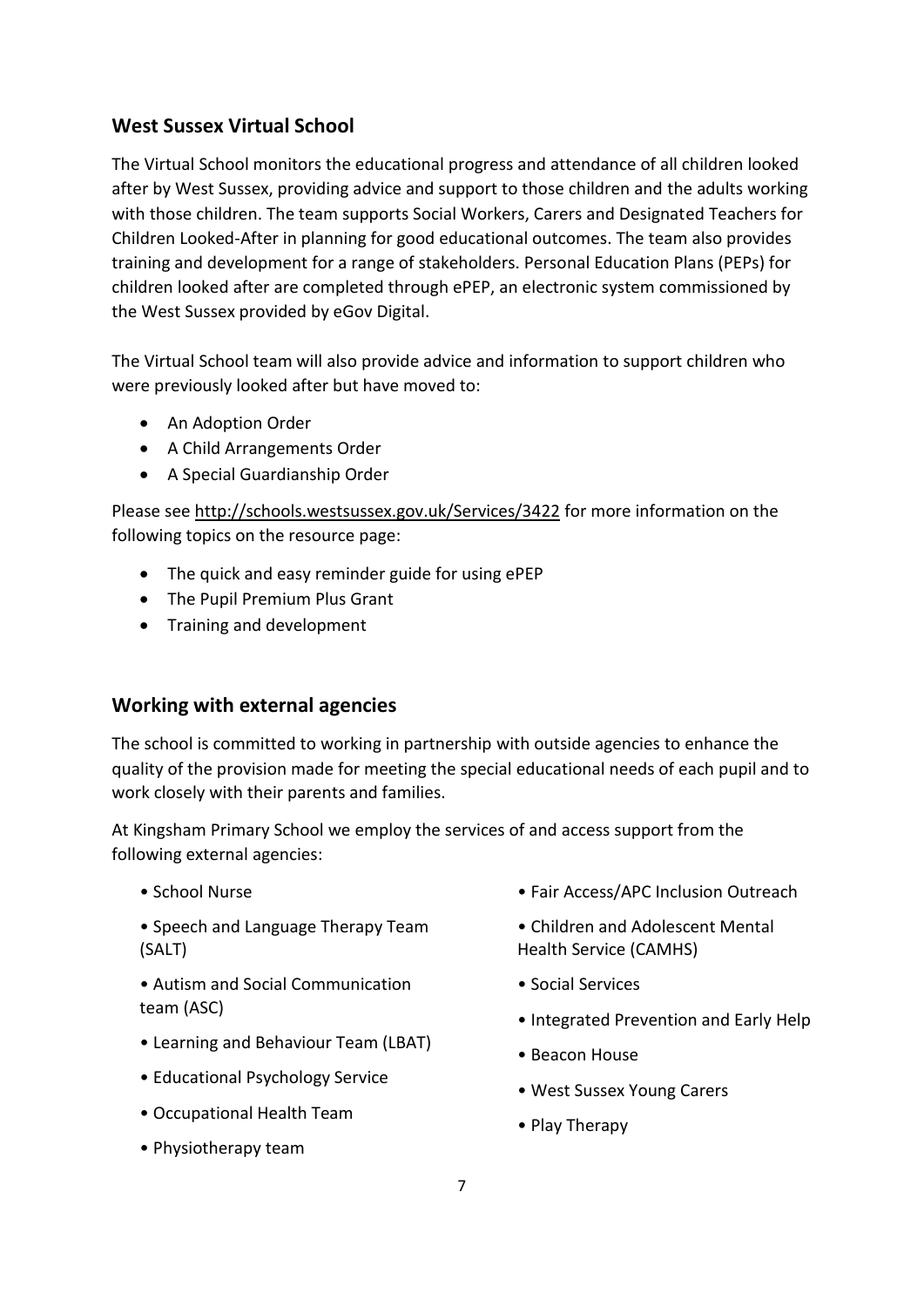## West Sussex Virtual School

The Virtual School monitors the educational progress and attendance of all children looked after by West Sussex, providing advice and support to those children and the adults working with those children. The team supports Social Workers, Carers and Designated Teachers for Children Looked-After in planning for good educational outcomes. The team also provides training and development for a range of stakeholders. Personal Education Plans (PEPs) for children looked after are completed through ePEP, an electronic system commissioned by the West Sussex provided by eGov Digital.

The Virtual School team will also provide advice and information to support children who were previously looked after but have moved to:

- An Adoption Order
- A Child Arrangements Order
- A Special Guardianship Order

Please see http://schools.westsussex.gov.uk/Services/3422 for more information on the following topics on the resource page:

- The quick and easy reminder guide for using ePEP
- The Pupil Premium Plus Grant
- Training and development

## Working with external agencies

The school is committed to working in partnership with outside agencies to enhance the quality of the provision made for meeting the special educational needs of each pupil and to work closely with their parents and families.

At Kingsham Primary School we employ the services of and access support from the following external agencies:

- School Nurse
- Speech and Language Therapy Team (SALT)
- Autism and Social Communication team (ASC)
- Learning and Behaviour Team (LBAT)
- Educational Psychology Service
- Occupational Health Team
- Physiotherapy team
- Fair Access/APC Inclusion Outreach
- Children and Adolescent Mental Health Service (CAMHS)
- Social Services
- Integrated Prevention and Early Help
- Beacon House
- West Sussex Young Carers
- Play Therapy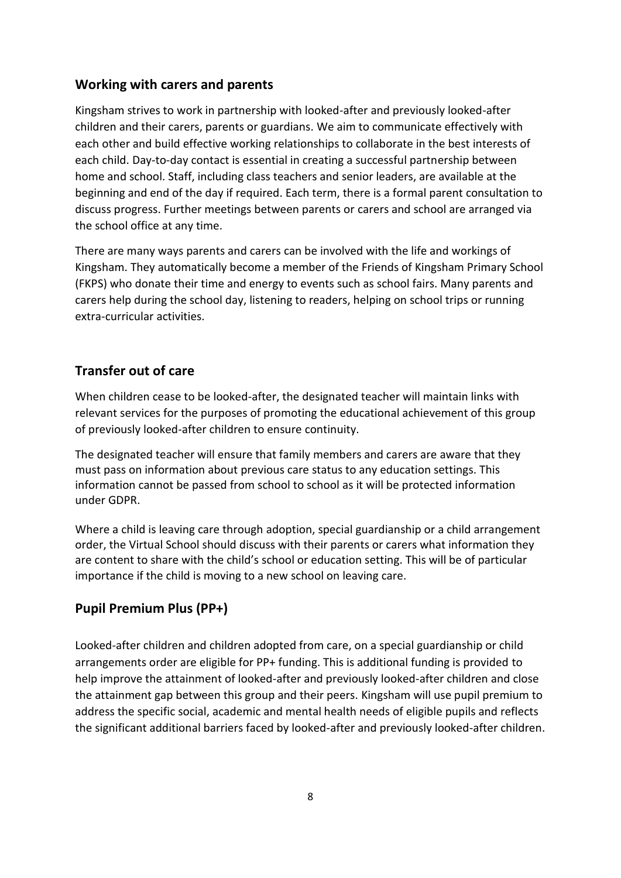## Working with carers and parents

Kingsham strives to work in partnership with looked-after and previously looked-after children and their carers, parents or guardians. We aim to communicate effectively with each other and build effective working relationships to collaborate in the best interests of each child. Day-to-day contact is essential in creating a successful partnership between home and school. Staff, including class teachers and senior leaders, are available at the beginning and end of the day if required. Each term, there is a formal parent consultation to discuss progress. Further meetings between parents or carers and school are arranged via the school office at any time.

There are many ways parents and carers can be involved with the life and workings of Kingsham. They automatically become a member of the Friends of Kingsham Primary School (FKPS) who donate their time and energy to events such as school fairs. Many parents and carers help during the school day, listening to readers, helping on school trips or running extra-curricular activities.

## Transfer out of care

When children cease to be looked-after, the designated teacher will maintain links with relevant services for the purposes of promoting the educational achievement of this group of previously looked-after children to ensure continuity.

The designated teacher will ensure that family members and carers are aware that they must pass on information about previous care status to any education settings. This information cannot be passed from school to school as it will be protected information under GDPR.

Where a child is leaving care through adoption, special guardianship or a child arrangement order, the Virtual School should discuss with their parents or carers what information they are content to share with the child's school or education setting. This will be of particular importance if the child is moving to a new school on leaving care.

## Pupil Premium Plus (PP+)

Looked-after children and children adopted from care, on a special guardianship or child arrangements order are eligible for PP+ funding. This is additional funding is provided to help improve the attainment of looked-after and previously looked-after children and close the attainment gap between this group and their peers. Kingsham will use pupil premium to address the specific social, academic and mental health needs of eligible pupils and reflects the significant additional barriers faced by looked-after and previously looked-after children.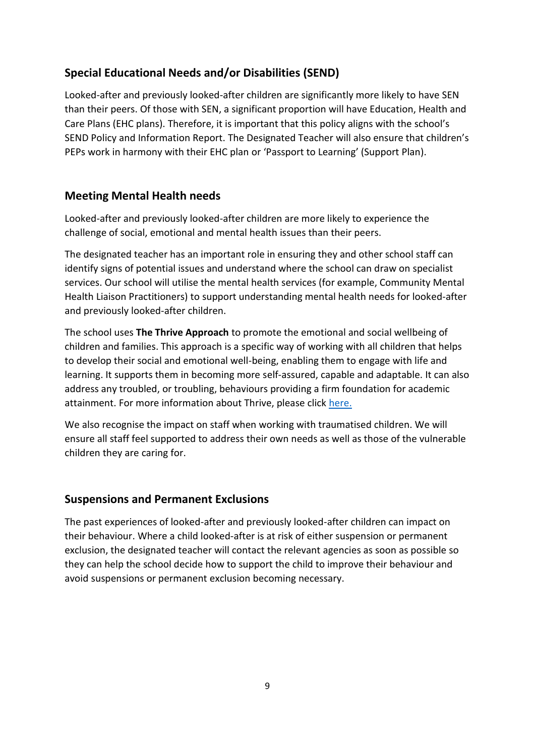## Special Educational Needs and/or Disabilities (SEND)

Looked-after and previously looked-after children are significantly more likely to have SEN than their peers. Of those with SEN, a significant proportion will have Education, Health and Care Plans (EHC plans). Therefore, it is important that this policy aligns with the school's SEND Policy and Information Report. The Designated Teacher will also ensure that children's PEPs work in harmony with their EHC plan or 'Passport to Learning' (Support Plan).

## Meeting Mental Health needs

Looked-after and previously looked-after children are more likely to experience the challenge of social, emotional and mental health issues than their peers.

The designated teacher has an important role in ensuring they and other school staff can identify signs of potential issues and understand where the school can draw on specialist services. Our school will utilise the mental health services (for example, Community Mental Health Liaison Practitioners) to support understanding mental health needs for looked-after and previously looked-after children.

The school uses **The Thrive Approach** to promote the emotional and social wellbeing of children and families. This approach is a specific way of working with all children that helps to develop their social and emotional well-being, enabling them to engage with life and learning. It supports them in becoming more self-assured, capable and adaptable. It can also address any troubled, or troubling, behaviours providing a firm foundation for academic attainment. For more information about Thrive, please click here.

We also recognise the impact on staff when working with traumatised children. We will ensure all staff feel supported to address their own needs as well as those of the vulnerable children they are caring for.

## Suspensions and Permanent Exclusions

The past experiences of looked-after and previously looked-after children can impact on their behaviour. Where a child looked-after is at risk of either suspension or permanent exclusion, the designated teacher will contact the relevant agencies as soon as possible so they can help the school decide how to support the child to improve their behaviour and avoid suspensions or permanent exclusion becoming necessary.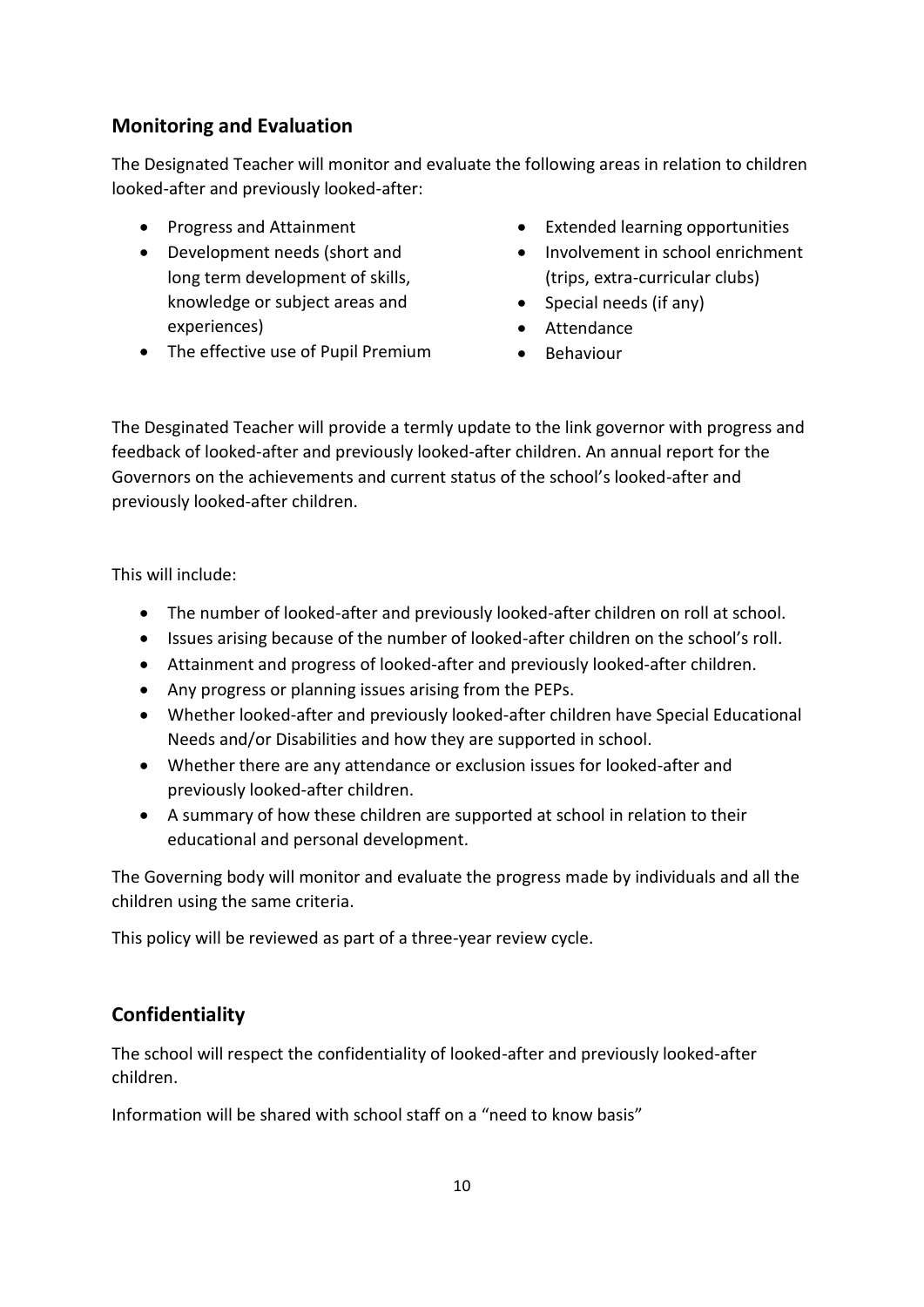## Monitoring and Evaluation

The Designated Teacher will monitor and evaluate the following areas in relation to children looked-after and previously looked-after:

- Progress and Attainment
- Development needs (short and long term development of skills, knowledge or subject areas and experiences)
- The effective use of Pupil Premium
- Extended learning opportunities
- Involvement in school enrichment (trips, extra-curricular clubs)
- Special needs (if any)
- Attendance
- Behaviour

The Desginated Teacher will provide a termly update to the link governor with progress and feedback of looked-after and previously looked-after children. An annual report for the Governors on the achievements and current status of the school's looked-after and previously looked-after children.

This will include:

- The number of looked-after and previously looked-after children on roll at school.
- Issues arising because of the number of looked-after children on the school's roll.
- Attainment and progress of looked-after and previously looked-after children.
- Any progress or planning issues arising from the PEPs.
- Whether looked-after and previously looked-after children have Special Educational Needs and/or Disabilities and how they are supported in school.
- Whether there are any attendance or exclusion issues for looked-after and previously looked-after children.
- A summary of how these children are supported at school in relation to their educational and personal development.

The Governing body will monitor and evaluate the progress made by individuals and all the children using the same criteria.

This policy will be reviewed as part of a three-year review cycle.

## Confidentiality

The school will respect the confidentiality of looked-after and previously looked-after children.

Information will be shared with school staff on a "need to know basis"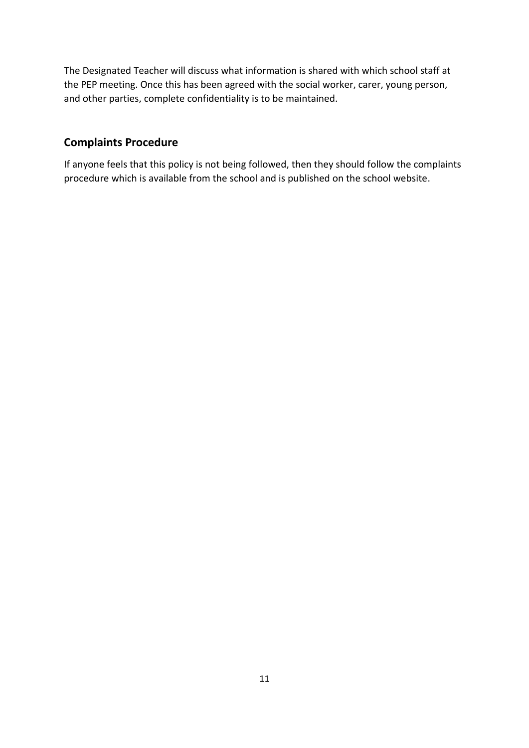The Designated Teacher will discuss what information is shared with which school staff at the PEP meeting. Once this has been agreed with the social worker, carer, young person, and other parties, complete confidentiality is to be maintained.

## Complaints Procedure

If anyone feels that this policy is not being followed, then they should follow the complaints procedure which is available from the school and is published on the school website.